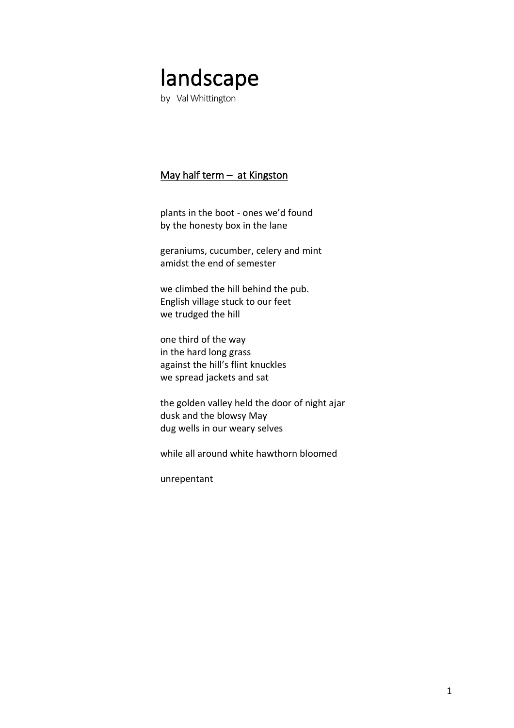# landscape

by Val Whittington

## May half term – at Kingston

plants in the boot - ones we'd found  
by the honesty box in the lane

geraniums, cucumber, celery and mint  
amidst the end of semester

we climbed the hill behind the pub.  
English village stuck to our feet  
we trudged the hill

one third of the way  
in the hard long grass  
against the hill's flint knuckles  
we spread jackets and sat

the golden valley held the door of night ajar  
dusk and the blowsy May  
dug wells in our weary selves

while all around white hawthorn bloomed

unrepentant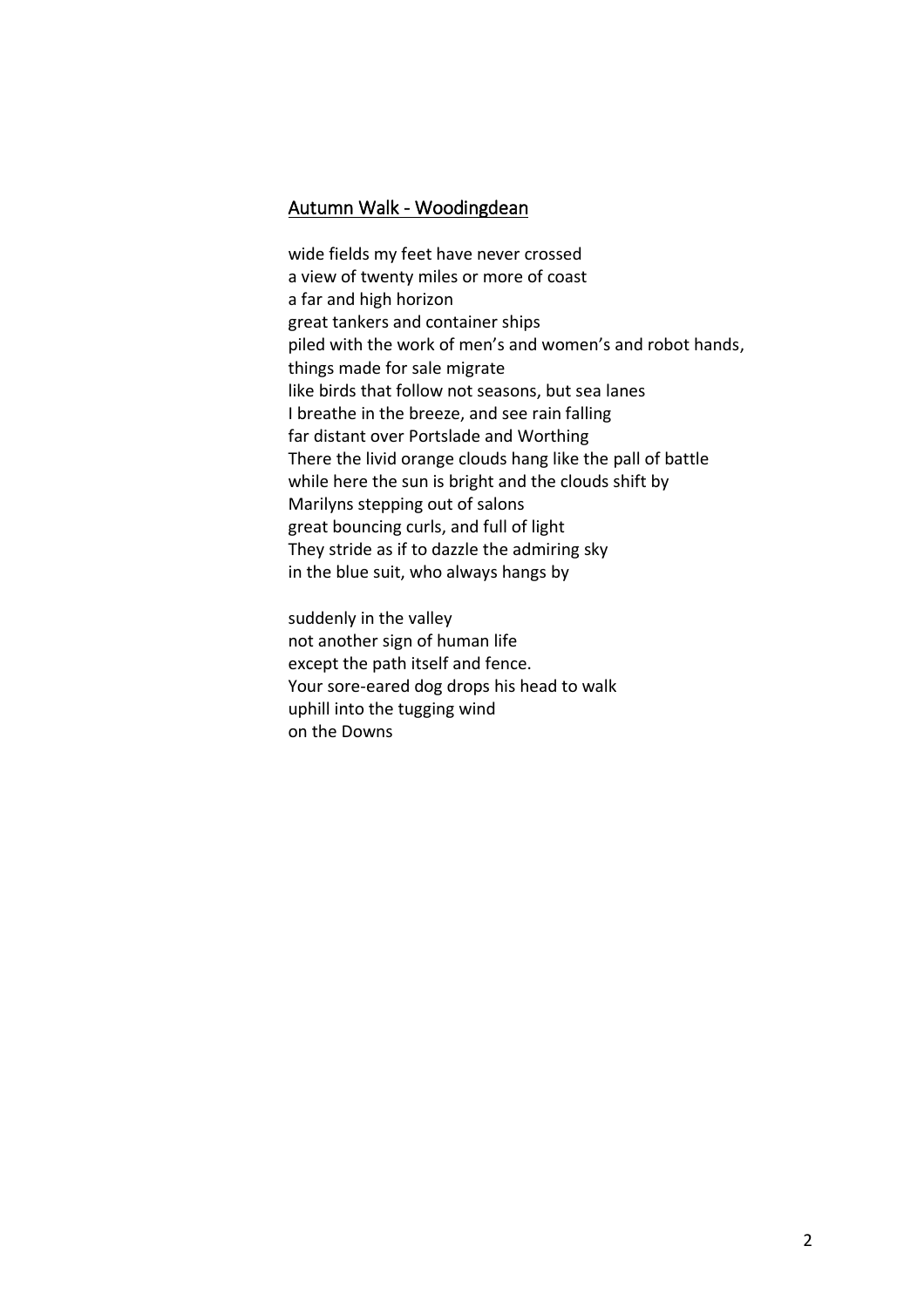## Autumn Walk - Woodingdean

wide fields my feet have never crossed  
a view of twenty miles or more of coast  
a far and high horizon  
great tankers and container ships  
piled with the work of men's and women's and robot hands,  
things made for sale migrate  
like birds that follow not seasons, but sea lanes  
I breathe in the breeze, and see rain falling  
far distant over Portslade and Worthing  
There the livid orange clouds hang like the pall of battle  
while here the sun is bright and the clouds shift by  
Marilyns stepping out of salons  
great bouncing curls, and full of light  
They stride as if to dazzle the admiring sky  
in the blue suit, who always hangs by

suddenly in the valley  
not another sign of human life  
except the path itself and fence.  
Your sore-eared dog drops his head to walk  
uphill into the tugging wind  
on the Downs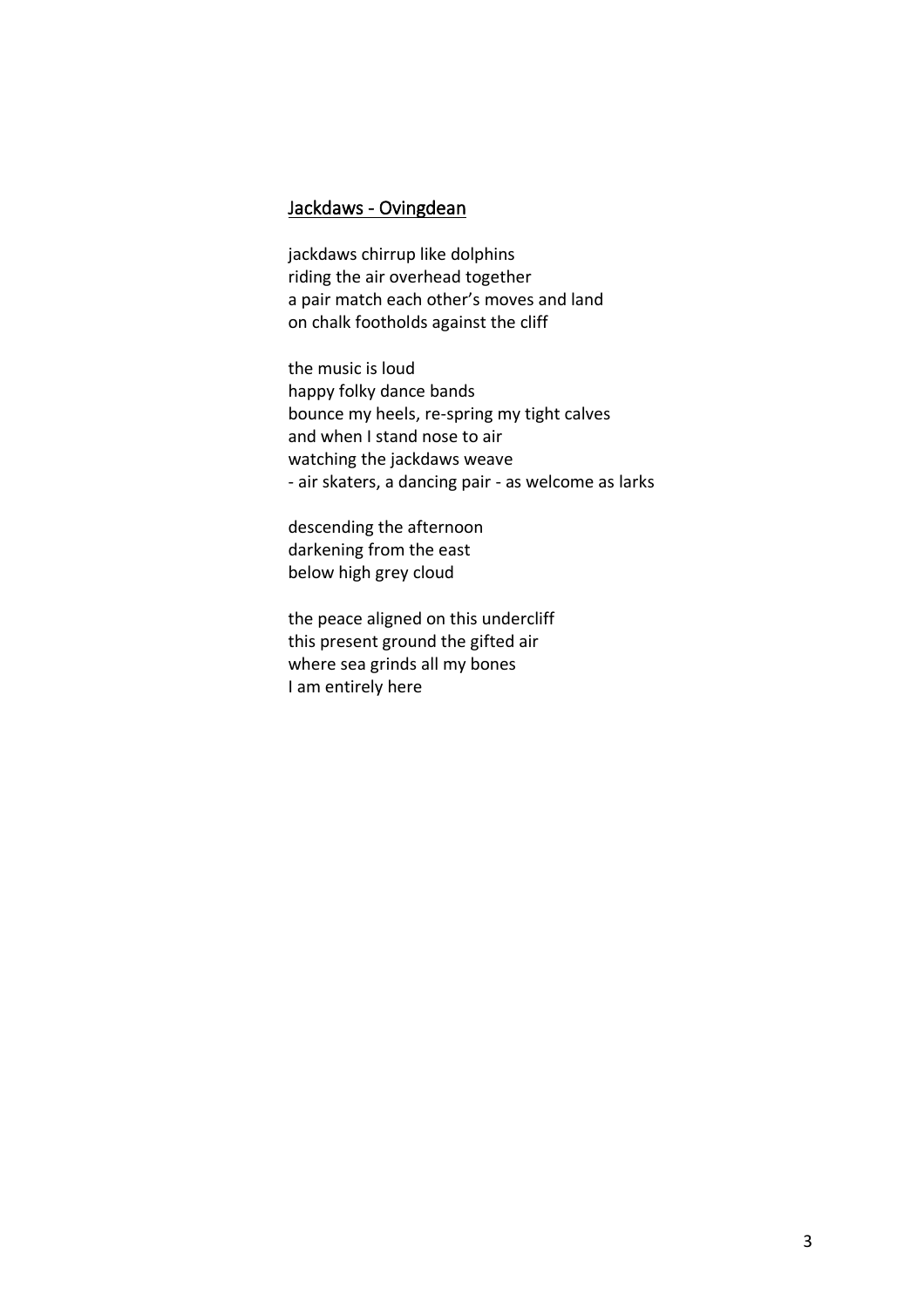## Jackdaws - Ovingdean

jackdaws chirrup like dolphins  
riding the air overhead together  
a pair match each other’s moves and land  
on chalk footholds against the cliff

the music is loud  
happy folky dance bands  
bounce my heels, re-spring my tight calves  
and when I stand nose to air  
watching the jackdaws weave  
- air skaters, a dancing pair - as welcome as larks

descending the afternoon  
darkening from the east  
below high grey cloud

the peace aligned on this undercliff  
this present ground the gifted air  
where sea grinds all my bones  
I am entirely here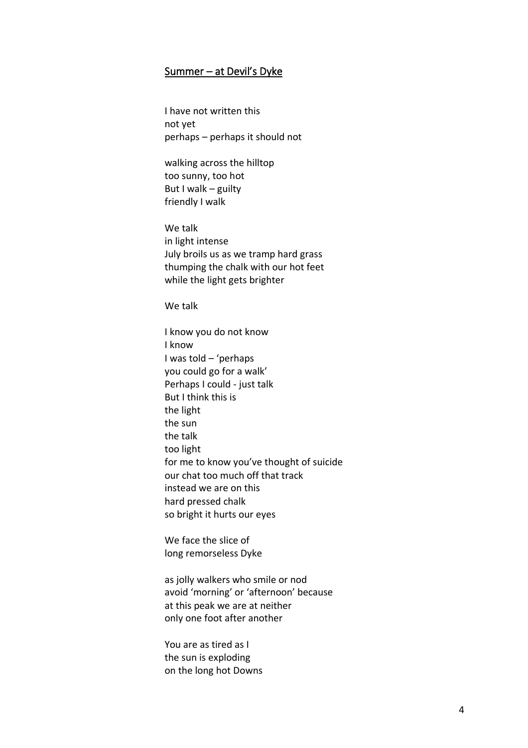## Summer – at Devil's Dyke

I have not written this  
not yet  
perhaps – perhaps it should not

walking across the hilltop  
too sunny, too hot  
But I walk – guilty  
friendly I walk

We talk  
in light intense  
July broils us as we tramp hard grass  
thumping the chalk with our hot feet  
while the light gets brighter

We talk

I know you do not know  
I know  
I was told – 'perhaps  
you could go for a walk'  
Perhaps I could - just talk  
But I think this is  
the light  
the sun  
the talk  
too light  
for me to know you've thought of suicide  
our chat too much off that track  
instead we are on this  
hard pressed chalk  
so bright it hurts our eyes

We face the slice of  
long remorseless Dyke

as jolly walkers who smile or nod  
avoid 'morning' or 'afternoon' because  
at this peak we are at neither  
only one foot after another

You are as tired as I  
the sun is exploding  
on the long hot Downs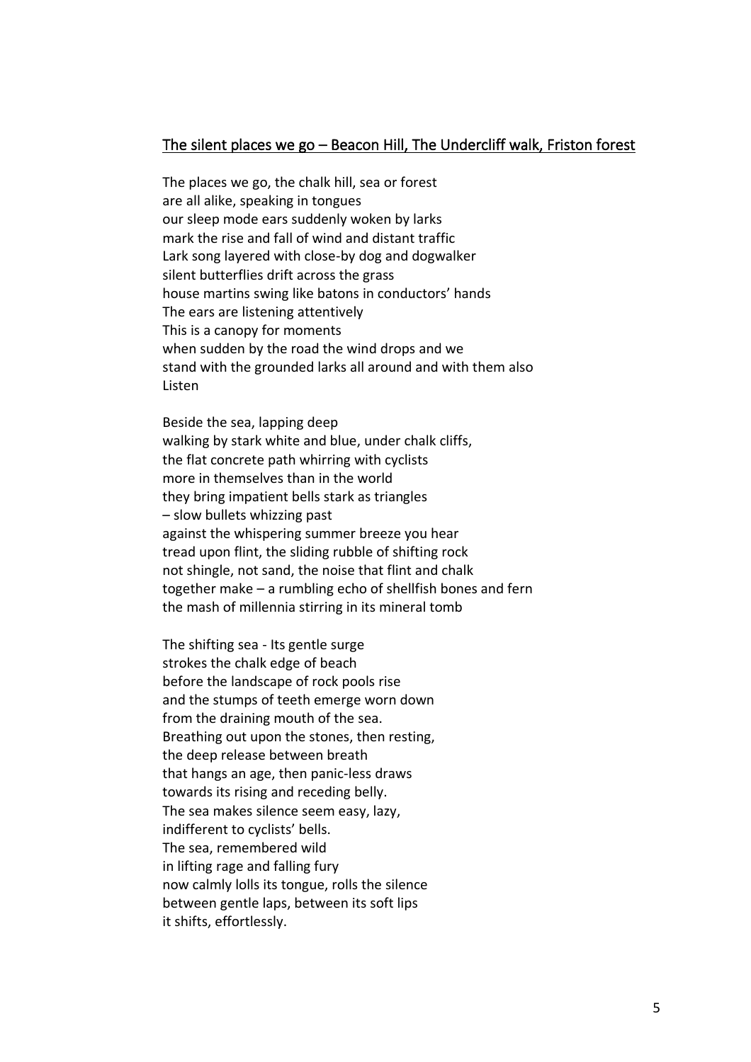## The silent places we go – Beacon Hill, The Undercliff walk, Friston forest

The places we go, the chalk hill, sea or forest
are all alike, speaking in tongues
our sleep mode ears suddenly woken by larks
mark the rise and fall of wind and distant traffic
Lark song layered with close-by dog and dogwalker
silent butterflies drift across the grass
house martins swing like batons in conductors' hands
The ears are listening attentively
This is a canopy for moments
when sudden by the road the wind drops and we
stand with the grounded larks all around and with them also
Listen

Beside the sea, lapping deep
walking by stark white and blue, under chalk cliffs,
the flat concrete path whirring with cyclists
more in themselves than in the world
they bring impatient bells stark as triangles
– slow bullets whizzing past
against the whispering summer breeze you hear
tread upon flint, the sliding rubble of shifting rock
not shingle, not sand, the noise that flint and chalk
together make – a rumbling echo of shellfish bones and fern
the mash of millennia stirring in its mineral tomb

The shifting sea - Its gentle surge
strokes the chalk edge of beach
before the landscape of rock pools rise
and the stumps of teeth emerge worn down
from the draining mouth of the sea.
Breathing out upon the stones, then resting,
the deep release between breath
that hangs an age, then panic-less draws
towards its rising and receding belly.
The sea makes silence seem easy, lazy,
indifferent to cyclists' bells.
The sea, remembered wild
in lifting rage and falling fury
now calmly lolls its tongue, rolls the silence
between gentle laps, between its soft lips
it shifts, effortlessly.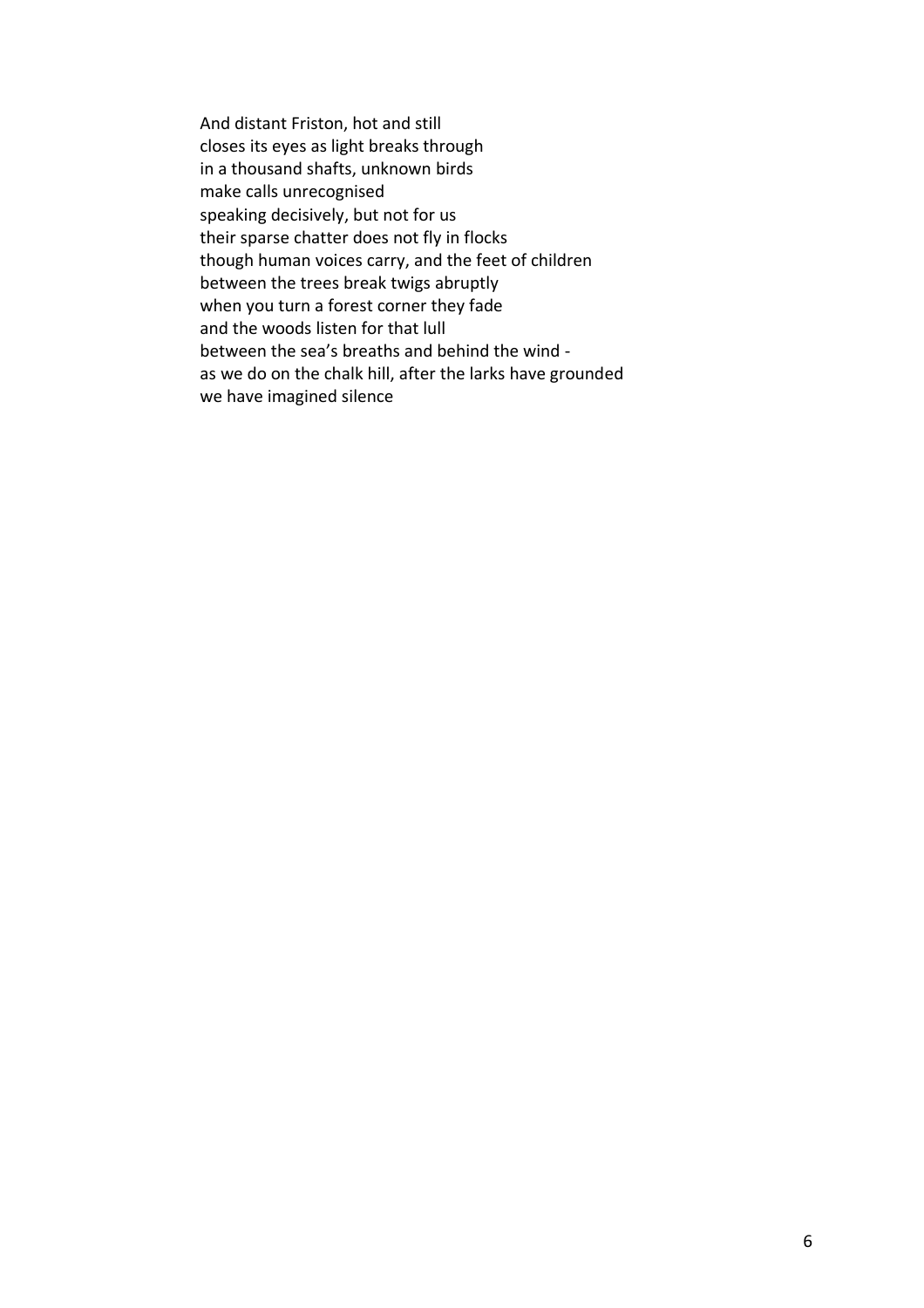And distant Friston, hot and still  
closes its eyes as light breaks through  
in a thousand shafts, unknown birds  
make calls unrecognised  
speaking decisively, but not for us  
their sparse chatter does not fly in flocks  
though human voices carry, and the feet of children  
between the trees break twigs abruptly  
when you turn a forest corner they fade  
and the woods listen for that lull  
between the sea's breaths and behind the wind -  
as we do on the chalk hill, after the larks have grounded  
we have imagined silence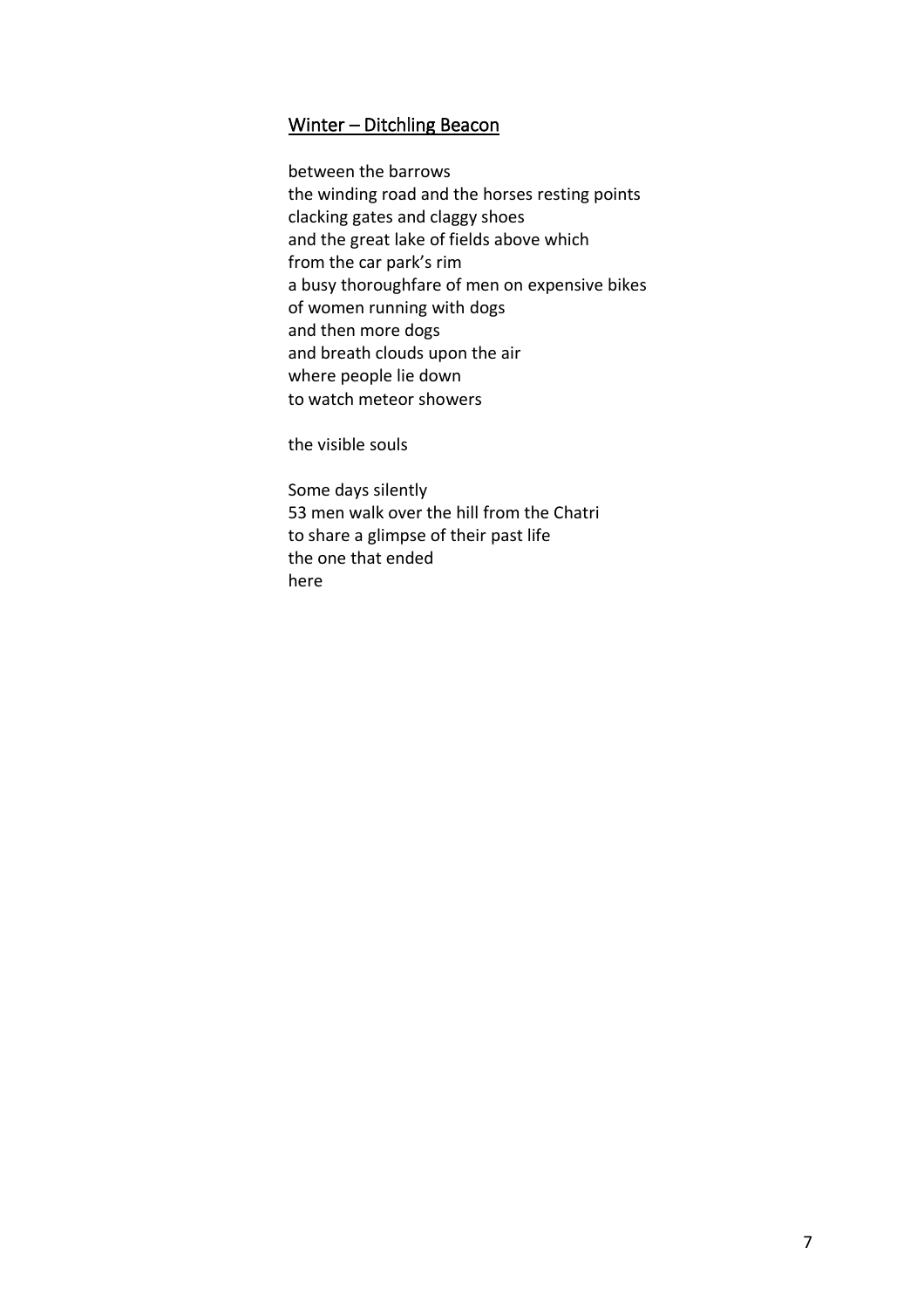## Winter – Ditchling Beacon

between the barrows  
the winding road and the horses resting points  
clacking gates and claggy shoes  
and the great lake of fields above which  
from the car park's rim  
a busy thoroughfare of men on expensive bikes  
of women running with dogs  
and then more dogs  
and breath clouds upon the air  
where people lie down  
to watch meteor showers

the visible souls

Some days silently  
53 men walk over the hill from the Chatri  
to share a glimpse of their past life  
the one that ended  
here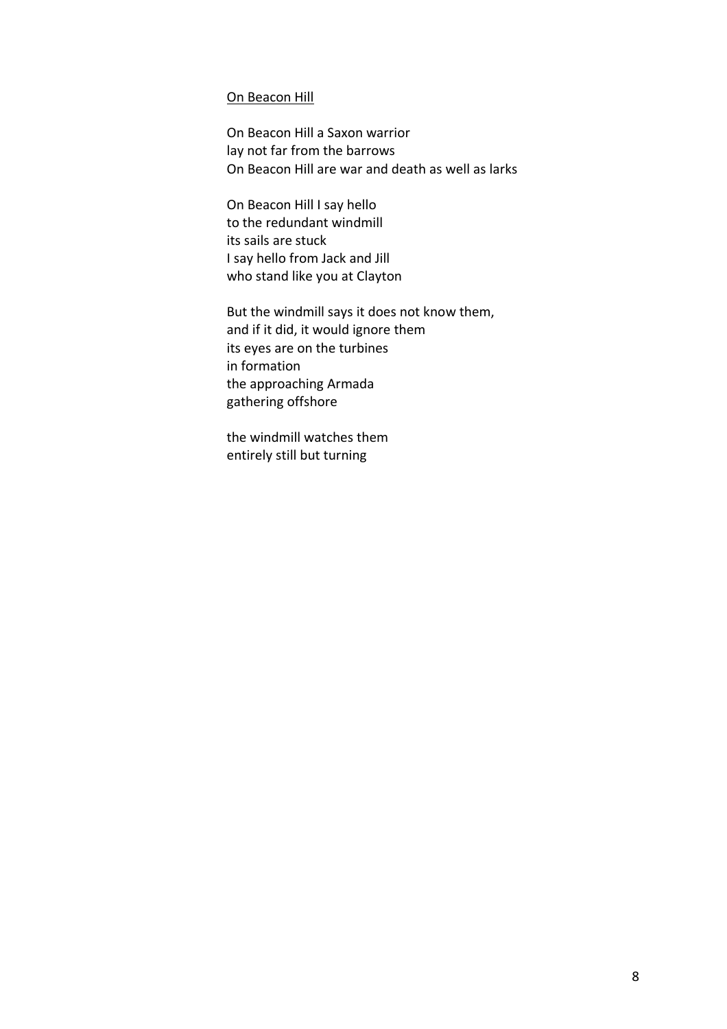## On Beacon Hill

On Beacon Hill a Saxon warrior
lay not far from the barrows
On Beacon Hill are war and death as well as larks

On Beacon Hill I say hello
to the redundant windmill
its sails are stuck
I say hello from Jack and Jill
who stand like you at Clayton

But the windmill says it does not know them,
and if it did, it would ignore them
its eyes are on the turbines
in formation
the approaching Armada
gathering offshore

the windmill watches them
entirely still but turning